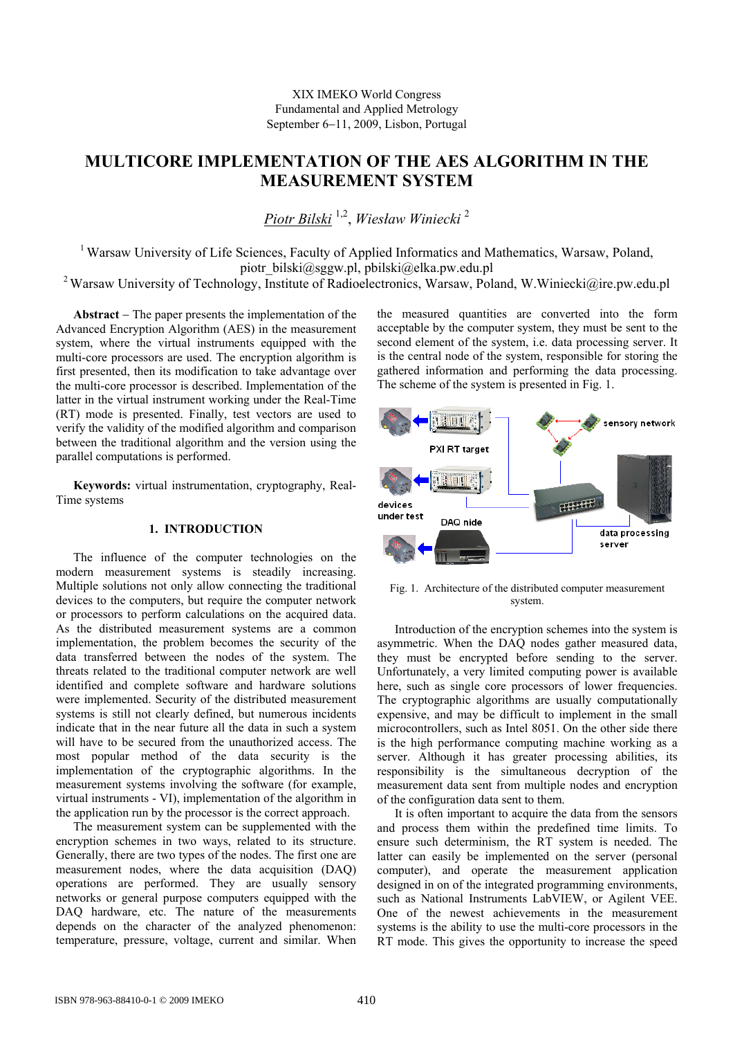XIX IMEKO World Congress
Fundamental and Applied Metrology
September 6−11, 2009, Lisbon, Portugal

# MULTICORE IMPLEMENTATION OF THE AES ALGORITHM IN THE MEASUREMENT SYSTEM

*Piotr Bilski* [1,2], *Wiesław Winiecki* [2]

[1] Warsaw University of Life Sciences, Faculty of Applied Informatics and Mathematics, Warsaw, Poland, piotr_bilski@sggw.pl, pbilski@elka.pw.edu.pl

[2] Warsaw University of Technology, Institute of Radioelectronics, Warsaw, Poland, W.Winiecki@ire.pw.edu.pl

**Abstract** – The paper presents the implementation of the Advanced Encryption Algorithm (AES) in the measurement system, where the virtual instruments equipped with the multi-core processors are used. The encryption algorithm is first presented, then its modification to take advantage over the multi-core processor is described. Implementation of the latter in the virtual instrument working under the Real-Time (RT) mode is presented. Finally, test vectors are used to verify the validity of the modified algorithm and comparison between the traditional algorithm and the version using the parallel computations is performed.

**Keywords:** virtual instrumentation, cryptography, Real-Time systems

## 1. INTRODUCTION

The influence of the computer technologies on the modern measurement systems is steadily increasing. Multiple solutions not only allow connecting the traditional devices to the computers, but require the computer network or processors to perform calculations on the acquired data. As the distributed measurement systems are a common implementation, the problem becomes the security of the data transferred between the nodes of the system. The threats related to the traditional computer network are well identified and complete software and hardware solutions were implemented. Security of the distributed measurement systems is still not clearly defined, but numerous incidents indicate that in the near future all the data in such a system will have to be secured from the unauthorized access. The most popular method of the data security is the implementation of the cryptographic algorithms. In the measurement systems involving the software (for example, virtual instruments - VI), implementation of the algorithm in the application run by the processor is the correct approach.

The measurement system can be supplemented with the encryption schemes in two ways, related to its structure. Generally, there are two types of the nodes. The first one are measurement nodes, where the data acquisition (DAQ) operations are performed. They are usually sensory networks or general purpose computers equipped with the DAQ hardware, etc. The nature of the measurements depends on the character of the analyzed phenomenon: temperature, pressure, voltage, current and similar. When the measured quantities are converted into the form acceptable by the computer system, they must be sent to the second element of the system, i.e. data processing server. It is the central node of the system, responsible for storing the gathered information and performing the data processing. The scheme of the system is presented in Fig. 1.

Fig. 1. Architecture of the distributed computer measurement system.

Introduction of the encryption schemes into the system is asymmetric. When the DAQ nodes gather measured data, they must be encrypted before sending to the server. Unfortunately, a very limited computing power is available here, such as single core processors of lower frequencies. The cryptographic algorithms are usually computationally expensive, and may be difficult to implement in the small microcontrollers, such as Intel 8051. On the other side there is the high performance computing machine working as a server. Although it has greater processing abilities, its responsibility is the simultaneous decryption of the measurement data sent from multiple nodes and encryption of the configuration data sent to them.

It is often important to acquire the data from the sensors and process them within the predefined time limits. To ensure such determinism, the RT system is needed. The latter can easily be implemented on the server (personal computer), and operate the measurement application designed in on of the integrated programming environments, such as National Instruments LabVIEW, or Agilent VEE. One of the newest achievements in the measurement systems is the ability to use the multi-core processors in the RT mode. This gives the opportunity to increase the speed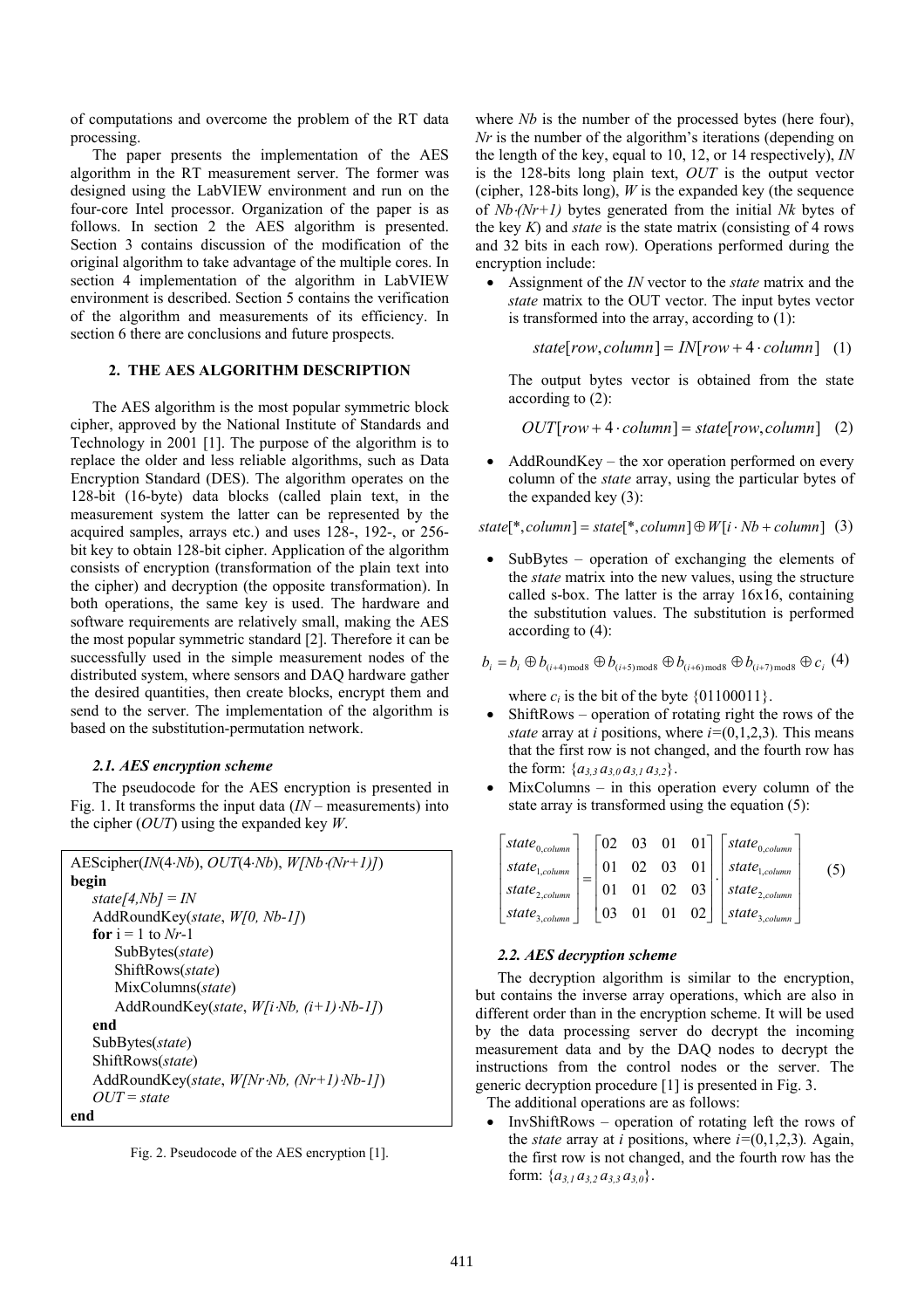of computations and overcome the problem of the RT data processing.

The paper presents the implementation of the AES algorithm in the RT measurement server. The former was designed using the LabVIEW environment and run on the four-core Intel processor. Organization of the paper is as follows. In section 2 the AES algorithm is presented. Section 3 contains discussion of the modification of the original algorithm to take advantage of the multiple cores. In section 4 implementation of the algorithm in LabVIEW environment is described. Section 5 contains the verification of the algorithm and measurements of its efficiency. In section 6 there are conclusions and future prospects.

## 2. THE AES ALGORITHM DESCRIPTION

The AES algorithm is the most popular symmetric block cipher, approved by the National Institute of Standards and Technology in 2001 [1]. The purpose of the algorithm is to replace the older and less reliable algorithms, such as Data Encryption Standard (DES). The algorithm operates on the 128-bit (16-byte) data blocks (called plain text, in the measurement system the latter can be represented by the acquired samples, arrays etc.) and uses 128-, 192-, or 256-bit key to obtain 128-bit cipher. Application of the algorithm consists of encryption (transformation of the plain text into the cipher) and decryption (the opposite transformation). In both operations, the same key is used. The hardware and software requirements are relatively small, making the AES the most popular symmetric standard [2]. Therefore it can be successfully used in the simple measurement nodes of the distributed system, where sensors and DAQ hardware gather the desired quantities, then create blocks, encrypt them and send to the server. The implementation of the algorithm is based on the substitution-permutation network.

### *2.1. AES encryption scheme*

The pseudocode for the AES encryption is presented in Fig. 1. It transforms the input data (*IN* – measurements) into the cipher (*OUT*) using the expanded key *W*.

```
AEScipher(IN(4·Nb), OUT(4·Nb), W[Nb·(Nr+1)])
begin
    state[4,Nb] = IN
    AddRoundKey(state, W[0, Nb-1])
    for i = 1 to Nr-1
        SubBytes(state)
        ShiftRows(state)
        MixColumns(state)
        AddRoundKey(state, W[i·Nb, (i+1)·Nb-1])
    end
    SubBytes(state)
    ShiftRows(state)
    AddRoundKey(state, W[Nr·Nb, (Nr+1)·Nb-1])
    OUT = state
end
```

Fig. 2. Pseudocode of the AES encryption [1].

where *Nb* is the number of the processed bytes (here four), *Nr* is the number of the algorithm's iterations (depending on the length of the key, equal to 10, 12, or 14 respectively), *IN* is the 128-bits long plain text, *OUT* is the output vector (cipher, 128-bits long), *W* is the expanded key (the sequence of $Nb \cdot (Nr+1)$ bytes generated from the initial *Nk* bytes of the key *K*) and *state* is the state matrix (consisting of 4 rows and 32 bits in each row). Operations performed during the encryption include:

- Assignment of the *IN* vector to the *state* matrix and the *state* matrix to the OUT vector. The input bytes vector is transformed into the array, according to (1):

$$state[row, column] = IN[row + 4 \cdot column] \quad (1)$$

  The output bytes vector is obtained from the state according to (2):

$$OUT[row + 4 \cdot column] = state[row, column] \quad (2)$$

- AddRoundKey – the xor operation performed on every column of the *state* array, using the particular bytes of the expanded key (3):

$$state[*, column] = state[*, column] \oplus W[i \cdot Nb + column] \quad (3)$$

- SubBytes – operation of exchanging the elements of the *state* matrix into the new values, using the structure called s-box. The latter is the array 16x16, containing the substitution values. The substitution is performed according to (4):

$$b_i = b_i \oplus b_{(i+4)\bmod 8} \oplus b_{(i+5)\bmod 8} \oplus b_{(i+6)\bmod 8} \oplus b_{(i+7)\bmod 8} \oplus c_i \quad (4)$$

  where $c_i$ is the bit of the byte {01100011}.

- ShiftRows – operation of rotating right the rows of the *state* array at *i* positions, where $i=(0,1,2,3)$. This means that the first row is not changed, and the fourth row has the form: $\{a_{3,3}\, a_{3,0}\, a_{3,1}\, a_{3,2}\}$.
- MixColumns – in this operation every column of the state array is transformed using the equation (5):

$$\begin{bmatrix} state_{0,column} \\ state_{1,column} \\ state_{2,column} \\ state_{3,column} \end{bmatrix} = \begin{bmatrix} 02 & 03 & 01 & 01 \\ 01 & 02 & 03 & 01 \\ 01 & 01 & 02 & 03 \\ 03 & 01 & 01 & 02 \end{bmatrix} \cdot \begin{bmatrix} state_{0,column} \\ state_{1,column} \\ state_{2,column} \\ state_{3,column} \end{bmatrix} \quad (5)$$

### *2.2. AES decryption scheme*

The decryption algorithm is similar to the encryption, but contains the inverse array operations, which are also in different order than in the encryption scheme. It will be used by the data processing server do decrypt the incoming measurement data and by the DAQ nodes to decrypt the instructions from the control nodes or the server. The generic decryption procedure [1] is presented in Fig. 3.

The additional operations are as follows:

- InvShiftRows – operation of rotating left the rows of the *state* array at *i* positions, where $i=(0,1,2,3)$. Again, the first row is not changed, and the fourth row has the form: $\{a_{3,1}\, a_{3,2}\, a_{3,3}\, a_{3,0}\}$.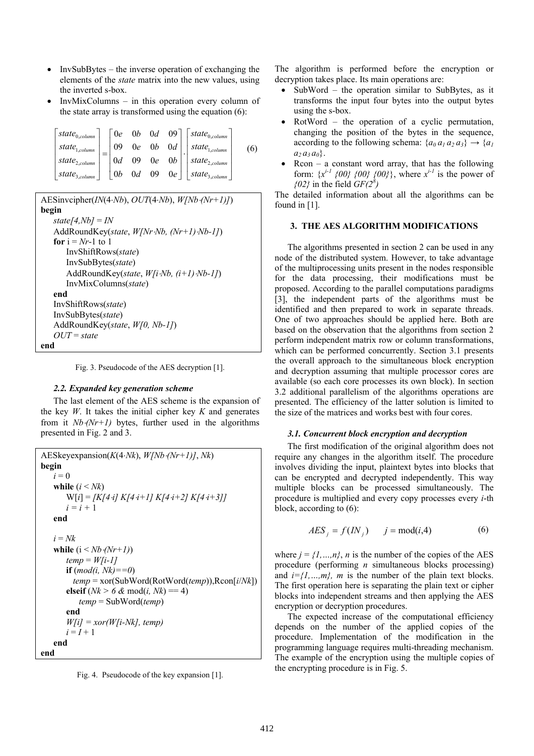- InvSubBytes – the inverse operation of exchanging the elements of the *state* matrix into the new values, using the inverted s-box.
- InvMixColumns – in this operation every column of the state array is transformed using the equation (6):

$$\begin{bmatrix} state_{0,column} \\ state_{1,column} \\ state_{2,column} \\ state_{3,column} \end{bmatrix} = \begin{bmatrix} 0e & 0b & 0d & 09 \\ 09 & 0e & 0b & 0d \\ 0d & 09 & 0e & 0b \\ 0b & 0d & 09 & 0e \end{bmatrix} \cdot \begin{bmatrix} state_{0,column} \\ state_{1,column} \\ state_{2,column} \\ state_{3,column} \end{bmatrix} \quad (6)$$

```
AESinvcipher(IN(4·Nb), OUT(4·Nb), W[Nb·(Nr+1)])
begin
    state[4,Nb] = IN
    AddRoundKey(state, W[Nr·Nb, (Nr+1)·Nb-1])
    for i = Nr-1 to 1
        InvShiftRows(state)
        InvSubBytes(state)
        AddRoundKey(state, W[i·Nb, (i+1)·Nb-1])
        InvMixColumns(state)
    end
    InvShiftRows(state)
    InvSubBytes(state)
    AddRoundKey(state, W[0, Nb-1])
    OUT = state
end
```

Fig. 3. Pseudocode of the AES decryption [1].

### *2.2. Expanded key generation scheme*

The last element of the AES scheme is the expansion of the key *W*. It takes the initial cipher key *K* and generates from it $Nb{\cdot}(Nr+1)$ bytes, further used in the algorithms presented in Fig. 2 and 3.

```
AESkeyexpansion(K(4·Nk), W[Nb·(Nr+1)], Nk)
begin
    i = 0
    while (i < Nk)
        W[i] = [K[4·i] K[4·i+1] K[4·i+2] K[4·i+3]]
        i = i + 1
    end

    i = Nk
    while (i < Nb·(Nr+1))
        temp = W[i-1]
        if (mod(i, Nk)==0)
          temp = xor(SubWord(RotWord(temp)),Rcon[i/Nk])
        elseif (Nk > 6 & mod(i, Nk) == 4)
            temp = SubWord(temp)
        end
        W[i] = xor(W[i-Nk], temp)
        i = I + 1
    end
end
```

Fig. 4. Pseudocode of the key expansion [1].

The algorithm is performed before the encryption or decryption takes place. Its main operations are:

- SubWord – the operation similar to SubBytes, as it transforms the input four bytes into the output bytes using the s-box.
- RotWord – the operation of a cyclic permutation, changing the position of the bytes in the sequence, according to the following schema: $\{a_0\, a_1\, a_2\, a_3\} \rightarrow \{a_1\, a_2\, a_3\, a_0\}$.
- Rcon – a constant word array, that has the following form: $\{x^{i-1}$ *{00} {00} {00}*$\}$, where $x^{i-1}$ is the power of *{02}* in the field $GF(2^8)$

The detailed information about all the algorithms can be found in [1].

## 3. THE AES ALGORITHM MODIFICATIONS

The algorithms presented in section 2 can be used in any node of the distributed system. However, to take advantage of the multiprocessing units present in the nodes responsible for the data processing, their modifications must be proposed. According to the parallel computations paradigms [3], the independent parts of the algorithms must be identified and then prepared to work in separate threads. One of two approaches should be applied here. Both are based on the observation that the algorithms from section 2 perform independent matrix row or column transformations, which can be performed concurrently. Section 3.1 presents the overall approach to the simultaneous block encryption and decryption assuming that multiple processor cores are available (so each core processes its own block). In section 3.2 additional parallelism of the algorithms operations are presented. The efficiency of the latter solution is limited to the size of the matrices and works best with four cores.

### *3.1. Concurrent block encryption and decryption*

The first modification of the original algorithm does not require any changes in the algorithm itself. The procedure involves dividing the input, plaintext bytes into blocks that can be encrypted and decrypted independently. This way multiple blocks can be processed simultaneously. The procedure is multiplied and every copy processes every *i*-th block, according to (6):

$$AES_j = f(IN_j) \qquad j = \mathrm{mod}(i,4) \qquad (6)$$

where $j = \{1,\ldots,n\}$, $n$ is the number of the copies of the AES procedure (performing $n$ simultaneous blocks processing) and $i=\{1,\ldots,m\}$, $m$ is the number of the plain text blocks. The first operation here is separating the plain text or cipher blocks into independent streams and then applying the AES encryption or decryption procedures.

The expected increase of the computational efficiency depends on the number of the applied copies of the procedure. Implementation of the modification in the programming language requires multi-threading mechanism. The example of the encryption using the multiple copies of the encrypting procedure is in Fig. 5.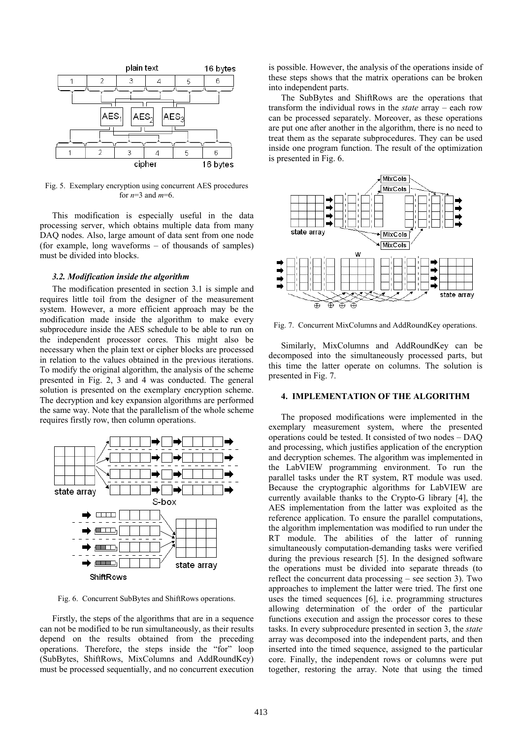Fig. 5. Exemplary encryption using concurrent AES procedures for $n$=3 and $m$=6.

This modification is especially useful in the data processing server, which obtains multiple data from many DAQ nodes. Also, large amount of data sent from one node (for example, long waveforms – of thousands of samples) must be divided into blocks.

### *3.2. Modification inside the algorithm*

The modification presented in section 3.1 is simple and requires little toil from the designer of the measurement system. However, a more efficient approach may be the modification made inside the algorithm to make every subprocedure inside the AES schedule to be able to run on the independent processor cores. This might also be necessary when the plain text or cipher blocks are processed in relation to the values obtained in the previous iterations. To modify the original algorithm, the analysis of the scheme presented in Fig. 2, 3 and 4 was conducted. The general solution is presented on the exemplary encryption scheme. The decryption and key expansion algorithms are performed the same way. Note that the parallelism of the whole scheme requires firstly row, then column operations.

Fig. 6. Concurrent SubBytes and ShiftRows operations.

Firstly, the steps of the algorithms that are in a sequence can not be modified to be run simultaneously, as their results depend on the results obtained from the preceding operations. Therefore, the steps inside the "for" loop (SubBytes, ShiftRows, MixColumns and AddRoundKey) must be processed sequentially, and no concurrent execution is possible. However, the analysis of the operations inside of these steps shows that the matrix operations can be broken into independent parts.

The SubBytes and ShiftRows are the operations that transform the individual rows in the *state* array – each row can be processed separately. Moreover, as these operations are put one after another in the algorithm, there is no need to treat them as the separate subprocedures. They can be used inside one program function. The result of the optimization is presented in Fig. 6.

Fig. 7. Concurrent MixColumns and AddRoundKey operations.

Similarly, MixColumns and AddRoundKey can be decomposed into the simultaneously processed parts, but this time the latter operate on columns. The solution is presented in Fig. 7.

## 4. IMPLEMENTATION OF THE ALGORITHM

The proposed modifications were implemented in the exemplary measurement system, where the presented operations could be tested. It consisted of two nodes – DAQ and processing, which justifies application of the encryption and decryption schemes. The algorithm was implemented in the LabVIEW programming environment. To run the parallel tasks under the RT system, RT module was used. Because the cryptographic algorithms for LabVIEW are currently available thanks to the Crypto-G library [4], the AES implementation from the latter was exploited as the reference application. To ensure the parallel computations, the algorithm implementation was modified to run under the RT module. The abilities of the latter of running simultaneously computation-demanding tasks were verified during the previous research [5]. In the designed software the operations must be divided into separate threads (to reflect the concurrent data processing – see section 3). Two approaches to implement the latter were tried. The first one uses the timed sequences [6], i.e. programming structures allowing determination of the order of the particular functions execution and assign the processor cores to these tasks. In every subprocedure presented in section 3, the *state* array was decomposed into the independent parts, and then inserted into the timed sequence, assigned to the particular core. Finally, the independent rows or columns were put together, restoring the array. Note that using the timed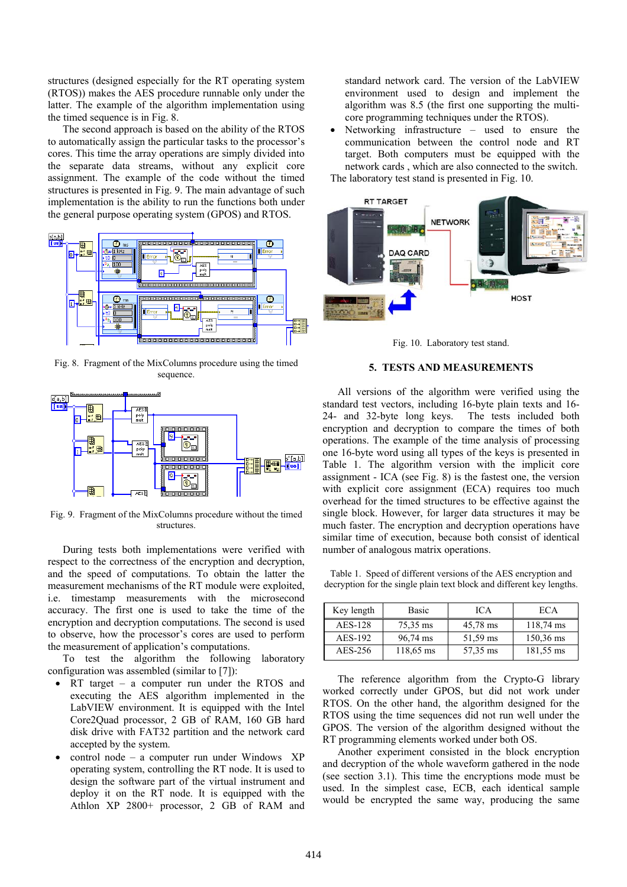structures (designed especially for the RT operating system (RTOS)) makes the AES procedure runnable only under the latter. The example of the algorithm implementation using the timed sequence is in Fig. 8.

The second approach is based on the ability of the RTOS to automatically assign the particular tasks to the processor's cores. This time the array operations are simply divided into the separate data streams, without any explicit core assignment. The example of the code without the timed structures is presented in Fig. 9. The main advantage of such implementation is the ability to run the functions both under the general purpose operating system (GPOS) and RTOS.

Fig. 8. Fragment of the MixColumns procedure using the timed sequence.

Fig. 9. Fragment of the MixColumns procedure without the timed structures.

During tests both implementations were verified with respect to the correctness of the encryption and decryption, and the speed of computations. To obtain the latter the measurement mechanisms of the RT module were exploited, i.e. timestamp measurements with the microsecond accuracy. The first one is used to take the time of the encryption and decryption computations. The second is used to observe, how the processor's cores are used to perform the measurement of application's computations.

To test the algorithm the following laboratory configuration was assembled (similar to [7]):

- RT target – a computer run under the RTOS and executing the AES algorithm implemented in the LabVIEW environment. It is equipped with the Intel Core2Quad processor, 2 GB of RAM, 160 GB hard disk drive with FAT32 partition and the network card accepted by the system.
- control node – a computer run under Windows XP operating system, controlling the RT node. It is used to design the software part of the virtual instrument and deploy it on the RT node. It is equipped with the Athlon XP 2800+ processor, 2 GB of RAM and standard network card. The version of the LabVIEW environment used to design and implement the algorithm was 8.5 (the first one supporting the multi-core programming techniques under the RTOS).
- Networking infrastructure – used to ensure the communication between the control node and RT target. Both computers must be equipped with the network cards , which are also connected to the switch.

The laboratory test stand is presented in Fig. 10.

Fig. 10. Laboratory test stand.

## 5. TESTS AND MEASUREMENTS

All versions of the algorithm were verified using the standard test vectors, including 16-byte plain texts and 16- 24- and 32-byte long keys. The tests included both encryption and decryption to compare the times of both operations. The example of the time analysis of processing one 16-byte word using all types of the keys is presented in Table 1. The algorithm version with the implicit core assignment - ICA (see Fig. 8) is the fastest one, the version with explicit core assignment (ECA) requires too much overhead for the timed structures to be effective against the single block. However, for larger data structures it may be much faster. The encryption and decryption operations have similar time of execution, because both consist of identical number of analogous matrix operations.

Table 1. Speed of different versions of the AES encryption and decryption for the single plain text block and different key lengths.

| Key length | Basic | ICA | ECA |
|---|---|---|---|
| AES-128 | 75,35 ms | 45,78 ms | 118,74 ms |
| AES-192 | 96,74 ms | 51,59 ms | 150,36 ms |
| AES-256 | 118,65 ms | 57,35 ms | 181,55 ms |

The reference algorithm from the Crypto-G library worked correctly under GPOS, but did not work under RTOS. On the other hand, the algorithm designed for the RTOS using the time sequences did not run well under the GPOS. The version of the algorithm designed without the RT programming elements worked under both OS.

Another experiment consisted in the block encryption and decryption of the whole waveform gathered in the node (see section 3.1). This time the encryptions mode must be used. In the simplest case, ECB, each identical sample would be encrypted the same way, producing the same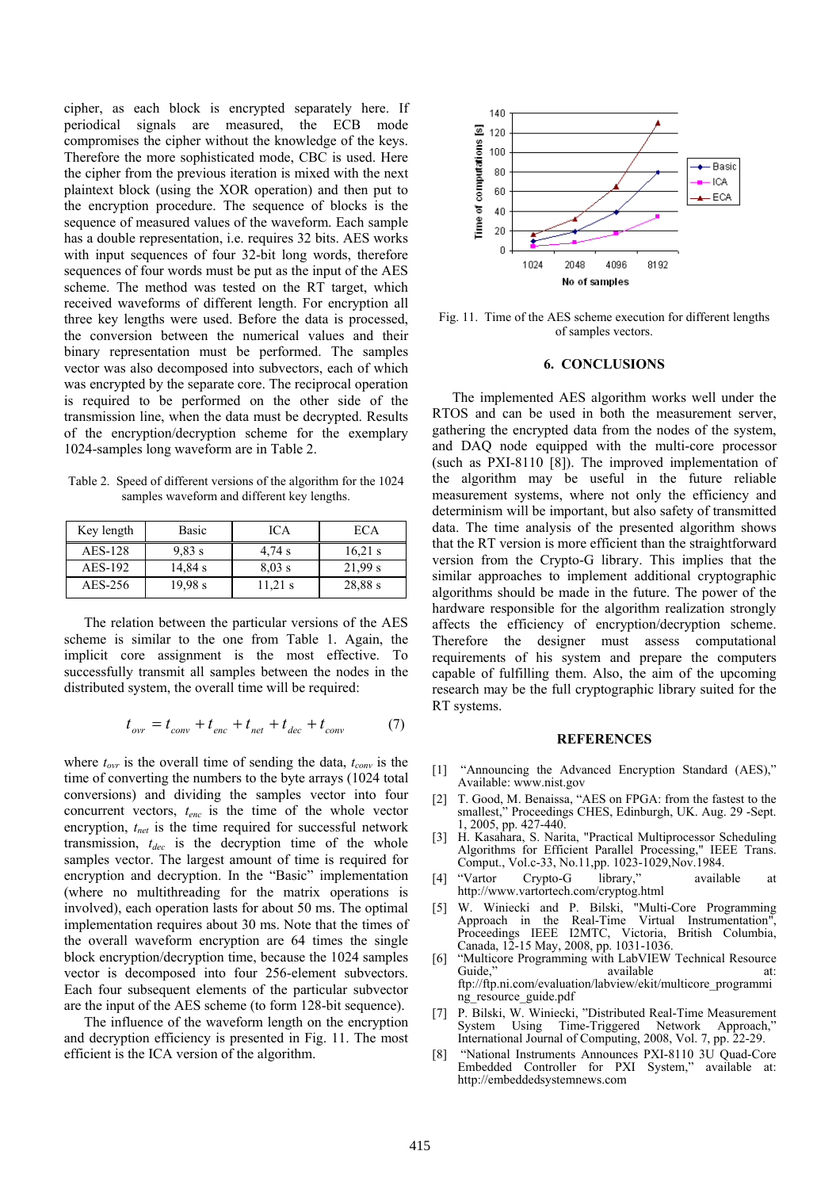cipher, as each block is encrypted separately here. If periodical signals are measured, the ECB mode compromises the cipher without the knowledge of the keys. Therefore the more sophisticated mode, CBC is used. Here the cipher from the previous iteration is mixed with the next plaintext block (using the XOR operation) and then put to the encryption procedure. The sequence of blocks is the sequence of measured values of the waveform. Each sample has a double representation, i.e. requires 32 bits. AES works with input sequences of four 32-bit long words, therefore sequences of four words must be put as the input of the AES scheme. The method was tested on the RT target, which received waveforms of different length. For encryption all three key lengths were used. Before the data is processed, the conversion between the numerical values and their binary representation must be performed. The samples vector was also decomposed into subvectors, each of which was encrypted by the separate core. The reciprocal operation is required to be performed on the other side of the transmission line, when the data must be decrypted. Results of the encryption/decryption scheme for the exemplary 1024-samples long waveform are in Table 2.

Table 2. Speed of different versions of the algorithm for the 1024 samples waveform and different key lengths.

| Key length | Basic | ICA | ECA |
|---|---|---|---|
| AES-128 | 9,83 s | 4,74 s | 16,21 s |
| AES-192 | 14,84 s | 8,03 s | 21,99 s |
| AES-256 | 19,98 s | 11,21 s | 28,88 s |

The relation between the particular versions of the AES scheme is similar to the one from Table 1. Again, the implicit core assignment is the most effective. To successfully transmit all samples between the nodes in the distributed system, the overall time will be required:

$$t_{ovr} = t_{conv} + t_{enc} + t_{net} + t_{dec} + t_{conv} \qquad (7)$$

where $t_{ovr}$ is the overall time of sending the data, $t_{conv}$ is the time of converting the numbers to the byte arrays (1024 total conversions) and dividing the samples vector into four concurrent vectors, $t_{enc}$ is the time of the whole vector encryption, $t_{net}$ is the time required for successful network transmission, $t_{dec}$ is the decryption time of the whole samples vector. The largest amount of time is required for encryption and decryption. In the "Basic" implementation (where no multithreading for the matrix operations is involved), each operation lasts for about 50 ms. The optimal implementation requires about 30 ms. Note that the times of the overall waveform encryption are 64 times the single block encryption/decryption time, because the 1024 samples vector is decomposed into four 256-element subvectors. Each four subsequent elements of the particular subvector are the input of the AES scheme (to form 128-bit sequence).

The influence of the waveform length on the encryption and decryption efficiency is presented in Fig. 11. The most efficient is the ICA version of the algorithm.

Time of computations [s]
140
120
100
80
60
40
20
0
1024
2048
4096
8192
No of samples
Basic
ICA
ECA

Fig. 11. Time of the AES scheme execution for different lengths of samples vectors.

## 6. CONCLUSIONS

The implemented AES algorithm works well under the RTOS and can be used in both the measurement server, gathering the encrypted data from the nodes of the system, and DAQ node equipped with the multi-core processor (such as PXI-8110 [8]). The improved implementation of the algorithm may be useful in the future reliable measurement systems, where not only the efficiency and determinism will be important, but also safety of transmitted data. The time analysis of the presented algorithm shows that the RT version is more efficient than the straightforward version from the Crypto-G library. This implies that the similar approaches to implement additional cryptographic algorithms should be made in the future. The power of the hardware responsible for the algorithm realization strongly affects the efficiency of encryption/decryption scheme. Therefore the designer must assess computational requirements of his system and prepare the computers capable of fulfilling them. Also, the aim of the upcoming research may be the full cryptographic library suited for the RT systems.

## REFERENCES

[1] "Announcing the Advanced Encryption Standard (AES)," Available: www.nist.gov

[2] T. Good, M. Benaissa, "AES on FPGA: from the fastest to the smallest," Proceedings CHES, Edinburgh, UK. Aug. 29 -Sept. 1, 2005, pp. 427-440.

[3] H. Kasahara, S. Narita, "Practical Multiprocessor Scheduling Algorithms for Efficient Parallel Processing," IEEE Trans. Comput., Vol.c-33, No.11,pp. 1023-1029,Nov.1984.

[4] "Vartor Crypto-G library," available at http://www.vartortech.com/cryptog.html

[5] W. Winiecki and P. Bilski, "Multi-Core Programming Approach in the Real-Time Virtual Instrumentation", Proceedings IEEE I2MTC, Victoria, British Columbia, Canada, 12-15 May, 2008, pp. 1031-1036.

[6] "Multicore Programming with LabVIEW Technical Resource Guide," available at: ftp://ftp.ni.com/evaluation/labview/ekit/multicore_programming_resource_guide.pdf

[7] P. Bilski, W. Winiecki, "Distributed Real-Time Measurement System Using Time-Triggered Network Approach," International Journal of Computing, 2008, Vol. 7, pp. 22-29.

[8] "National Instruments Announces PXI-8110 3U Quad-Core Embedded Controller for PXI System," available at: http://embeddedsystemnews.com